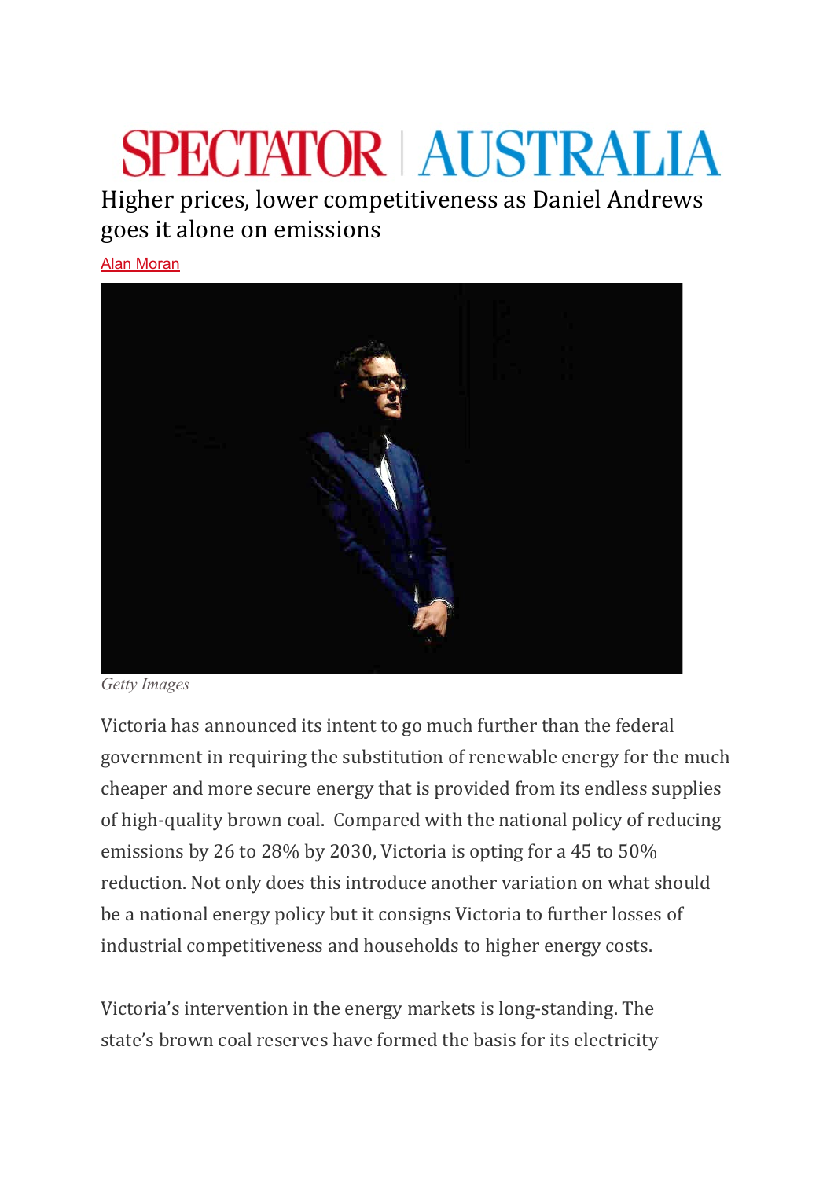SPECTATOR | AUSTRALIA

# Higher prices, lower competitiveness as Daniel Andrews goes it alone on emissions

Alan Moran

Getty Images

Victoria has announced its intent to go much further than the federal government in requiring the substitution of renewable energy for the much cheaper and more secure energy that is provided from its endless supplies of high-quality brown coal. Compared with the national policy of reducing emissions by 26 to 28% by 2030, Victoria is opting for a 45 to 50% reduction. Not only does this introduce another variation on what should be a national energy policy but it consigns Victoria to further losses of industrial competitiveness and households to higher energy costs.

Victoria's intervention in the energy markets is long-standing. The state's brown coal reserves have formed the basis for its electricity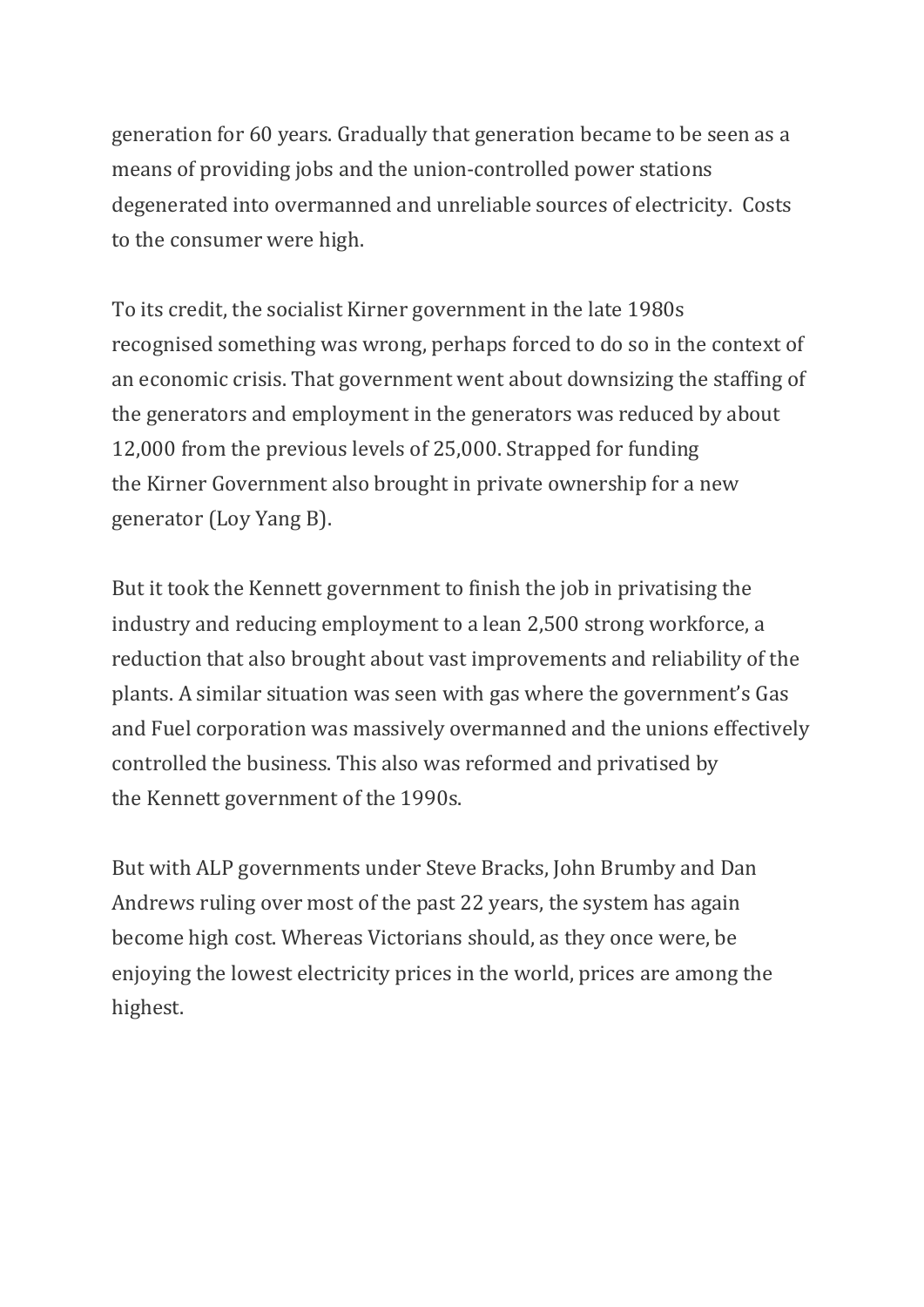generation for 60 years. Gradually that generation became to be seen as a means of providing jobs and the union-controlled power stations degenerated into overmanned and unreliable sources of electricity. Costs to the consumer were high.

To its credit, the socialist Kirner government in the late 1980s recognised something was wrong, perhaps forced to do so in the context of an economic crisis. That government went about downsizing the staffing of the generators and employment in the generators was reduced by about 12,000 from the previous levels of 25,000. Strapped for funding the Kirner Government also brought in private ownership for a new generator (Loy Yang B).

But it took the Kennett government to finish the job in privatising the industry and reducing employment to a lean 2,500 strong workforce, a reduction that also brought about vast improvements and reliability of the plants. A similar situation was seen with gas where the government's Gas and Fuel corporation was massively overmanned and the unions effectively controlled the business. This also was reformed and privatised by the Kennett government of the 1990s.

But with ALP governments under Steve Bracks, John Brumby and Dan Andrews ruling over most of the past 22 years, the system has again become high cost. Whereas Victorians should, as they once were, be enjoying the lowest electricity prices in the world, prices are among the highest.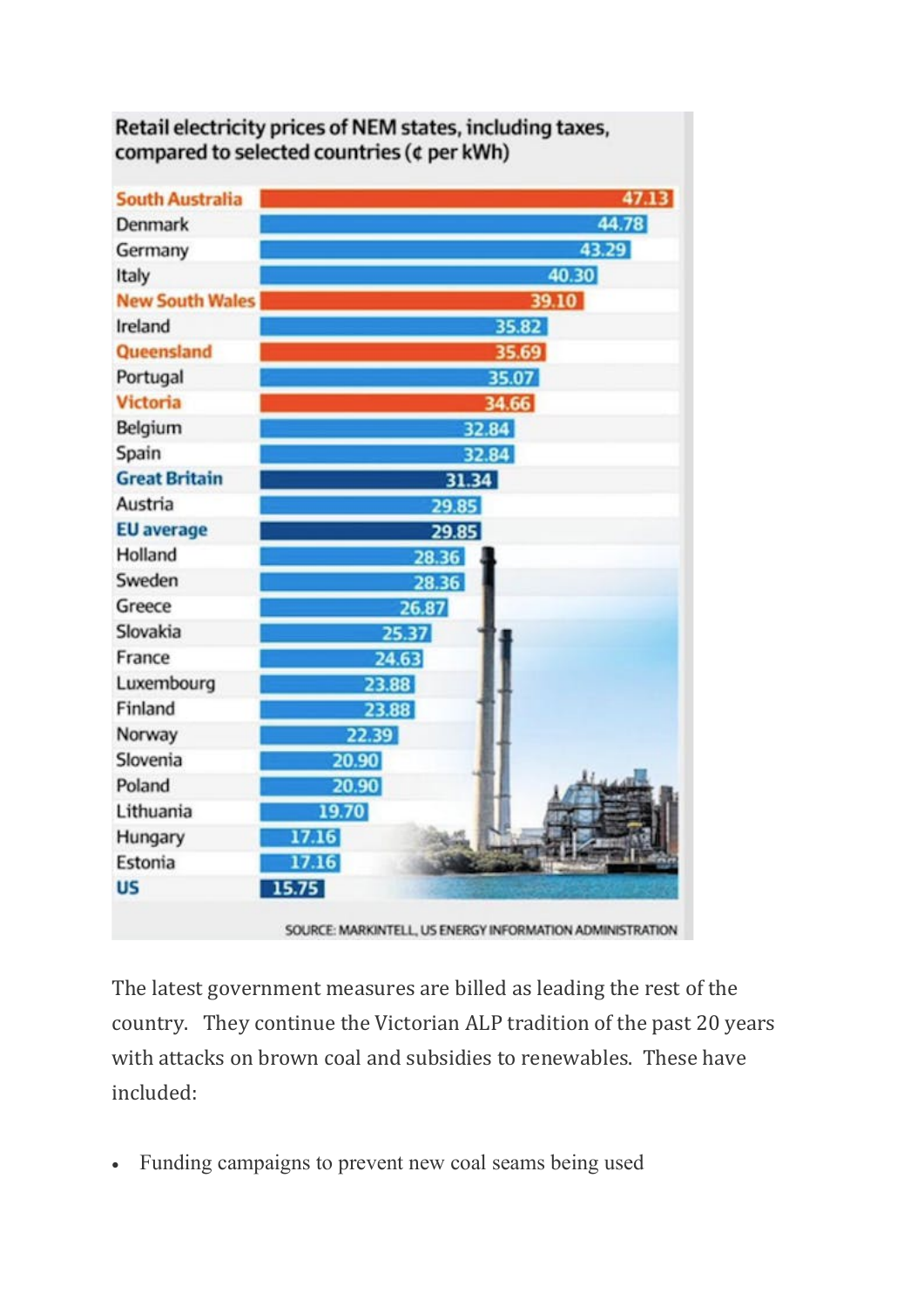**Retail electricity prices of NEM states, including taxes, compared to selected countries (¢ per kWh)**

| Region | ¢ per kWh |
| --- | --- |
| South Australia | 47.13 |
| Denmark | 44.78 |
| Germany | 43.29 |
| Italy | 40.30 |
| New South Wales | 39.10 |
| Ireland | 35.82 |
| Queensland | 35.69 |
| Portugal | 35.07 |
| Victoria | 34.66 |
| Belgium | 32.84 |
| Spain | 32.84 |
| Great Britain | 31.34 |
| Austria | 29.85 |
| EU average | 29.85 |
| Holland | 28.36 |
| Sweden | 28.36 |
| Greece | 26.87 |
| Slovakia | 25.37 |
| France | 24.63 |
| Luxembourg | 23.88 |
| Finland | 23.88 |
| Norway | 22.39 |
| Slovenia | 20.90 |
| Poland | 20.90 |
| Lithuania | 19.70 |
| Hungary | 17.16 |
| Estonia | 17.16 |
| US | 15.75 |

SOURCE: MARKINTELL, US ENERGY INFORMATION ADMINISTRATION

The latest government measures are billed as leading the rest of the country. They continue the Victorian ALP tradition of the past 20 years with attacks on brown coal and subsidies to renewables. These have included:

- Funding campaigns to prevent new coal seams being used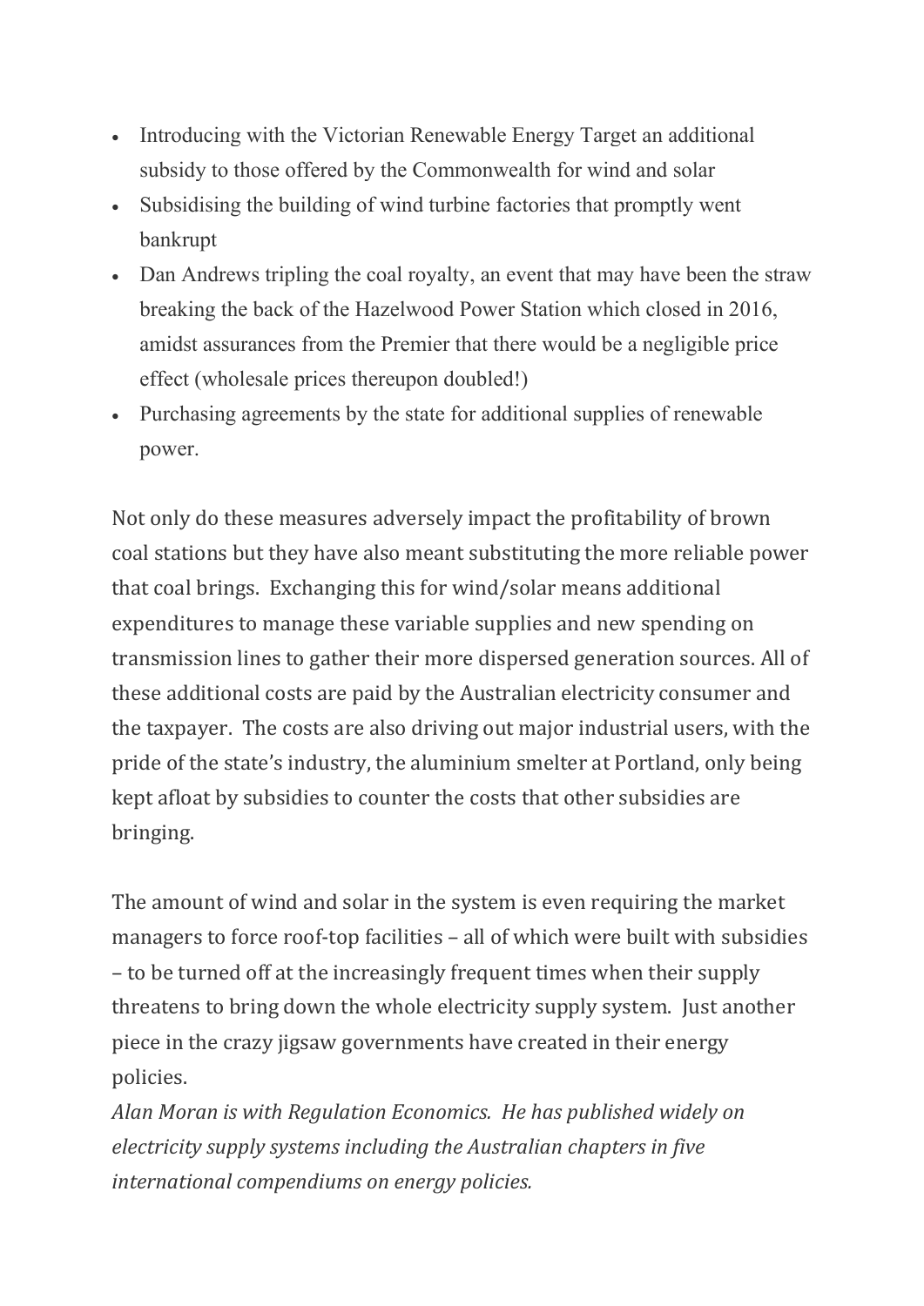- Introducing with the Victorian Renewable Energy Target an additional subsidy to those offered by the Commonwealth for wind and solar
- Subsidising the building of wind turbine factories that promptly went bankrupt
- Dan Andrews tripling the coal royalty, an event that may have been the straw breaking the back of the Hazelwood Power Station which closed in 2016, amidst assurances from the Premier that there would be a negligible price effect (wholesale prices thereupon doubled!)
- Purchasing agreements by the state for additional supplies of renewable power.

Not only do these measures adversely impact the profitability of brown coal stations but they have also meant substituting the more reliable power that coal brings. Exchanging this for wind/solar means additional expenditures to manage these variable supplies and new spending on transmission lines to gather their more dispersed generation sources. All of these additional costs are paid by the Australian electricity consumer and the taxpayer. The costs are also driving out major industrial users, with the pride of the state's industry, the aluminium smelter at Portland, only being kept afloat by subsidies to counter the costs that other subsidies are bringing.

The amount of wind and solar in the system is even requiring the market managers to force roof-top facilities – all of which were built with subsidies – to be turned off at the increasingly frequent times when their supply threatens to bring down the whole electricity supply system. Just another piece in the crazy jigsaw governments have created in their energy policies.

*Alan Moran is with Regulation Economics. He has published widely on electricity supply systems including the Australian chapters in five international compendiums on energy policies.*